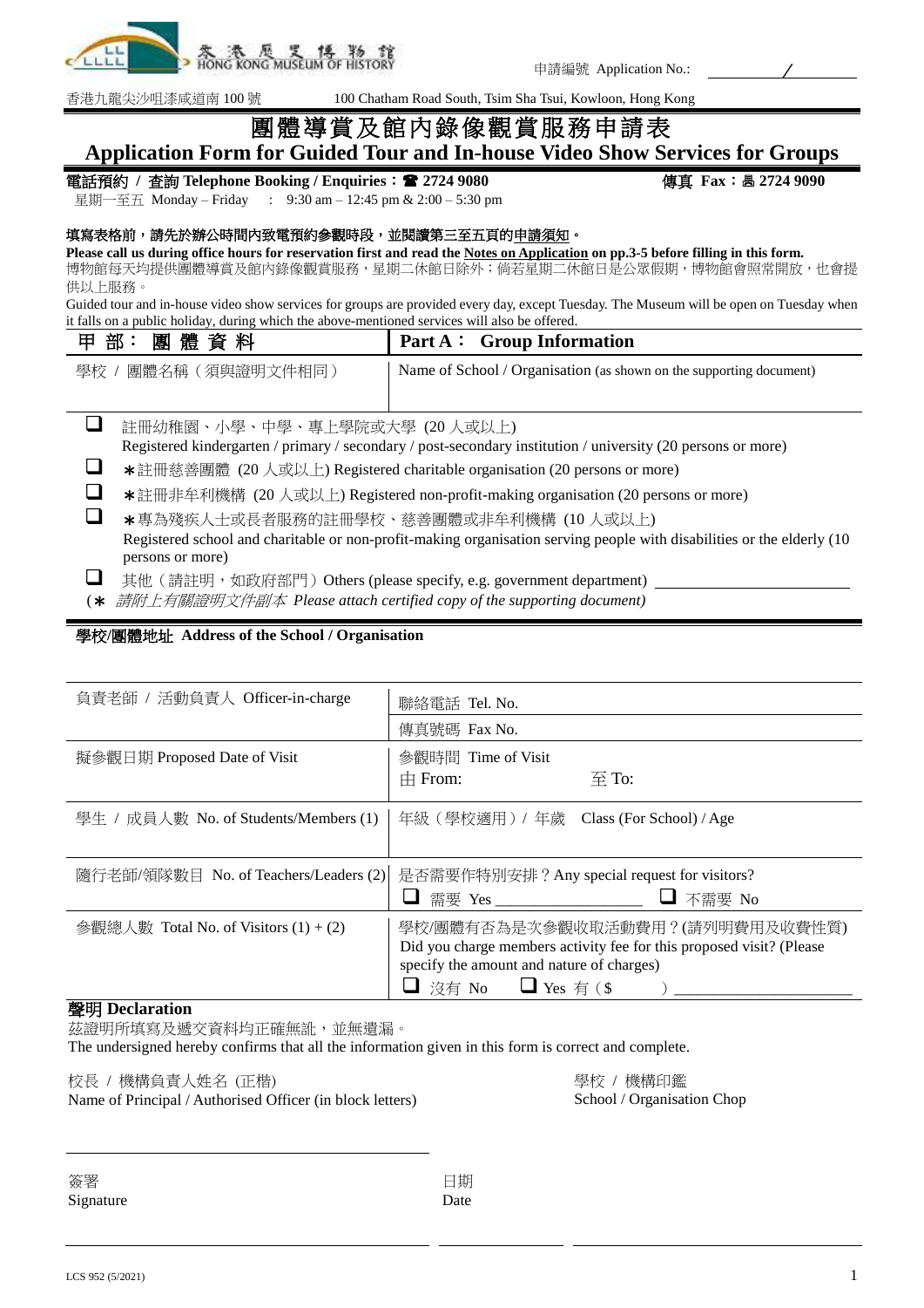香港歷史博物館 HONG KONG MUSEUM OF HISTORY

申請編號 Application No.: ________ / ________

香港九龍尖沙咀漆咸道南 100 號 100 Chatham Road South, Tsim Sha Tsui, Kowloon, Hong Kong

# 團體導賞及館內錄像觀賞服務申請表
# Application Form for Guided Tour and In-house Video Show Services for Groups

**電話預約 / 查詢 Telephone Booking / Enquiries：☎ 2724 9080** **傳真 Fax：2724 9090**

星期一至五 Monday – Friday : 9:30 am – 12:45 pm & 2:00 – 5:30 pm

**填寫表格前，請先於辦公時間內致電預約參觀時段，並閱讀第三至五頁的申請須知。**
**Please call us during office hours for reservation first and read the Notes on Application on pp.3-5 before filling in this form.**
博物館每天均提供團體導賞及館內錄像觀賞服務，星期二休館日除外；倘若星期二休館日是公眾假期，博物館會照常開放，也會提供以上服務。
Guided tour and in-house video show services for groups are provided every day, except Tuesday. The Museum will be open on Tuesday when it falls on a public holiday, during which the above-mentioned services will also be offered.

| **甲 部： 團 體 資 料** | **Part A： Group Information** |
|---|---|
| 學校 / 團體名稱（須與證明文件相同） | Name of School / Organisation (as shown on the supporting document) |

- ❑ 註冊幼稚園、小學、中學、專上學院或大學 (20 人或以上) Registered kindergarten / primary / secondary / post-secondary institution / university (20 persons or more)
- ❑ ∗註冊慈善團體 (20 人或以上) Registered charitable organisation (20 persons or more)
- ❑ ∗註冊非牟利機構 (20 人或以上) Registered non-profit-making organisation (20 persons or more)
- ❑ ∗專為殘疾人士或長者服務的註冊學校、慈善團體或非牟利機構 (10 人或以上) Registered school and charitable or non-profit-making organisation serving people with disabilities or the elderly (10 persons or more)
- ❑ 其他（請註明，如政府部門）Others (please specify, e.g. government department) ____________________

(∗ *請附上有關證明文件副本 Please attach certified copy of the supporting document)*

**學校/團體地址 Address of the School / Organisation**

| | |
|---|---|
| 負責老師 / 活動負責人 Officer-in-charge | 聯絡電話 Tel. No. |
| | 傳真號碼 Fax No. |
| 擬參觀日期 Proposed Date of Visit | 參觀時間 Time of Visit<br>由 From: 至 To: |
| 學生 / 成員人數 No. of Students/Members (1) | 年級（學校適用）/ 年歲 Class (For School) / Age |
| 隨行老師/領隊數目 No. of Teachers/Leaders (2) | 是否需要作特別安排？Any special request for visitors?<br>❑ 需要 Yes ____________ ❑ 不需要 No |
| 參觀總人數 Total No. of Visitors (1) + (2) | 學校/團體有否為是次參觀收取活動費用？(請列明費用及收費性質) Did you charge members activity fee for this proposed visit? (Please specify the amount and nature of charges)<br>❑ 沒有 No ❑ Yes 有（$ ）____________ |

**聲明 Declaration**

茲證明所填寫及遞交資料均正確無訛，並無遺漏。
The undersigned hereby confirms that all the information given in this form is correct and complete.

校長 / 機構負責人姓名 (正楷)
Name of Principal / Authorised Officer (in block letters)

學校 / 機構印鑑
School / Organisation Chop

簽署
Signature

日期
Date

LCS 952 (5/2021)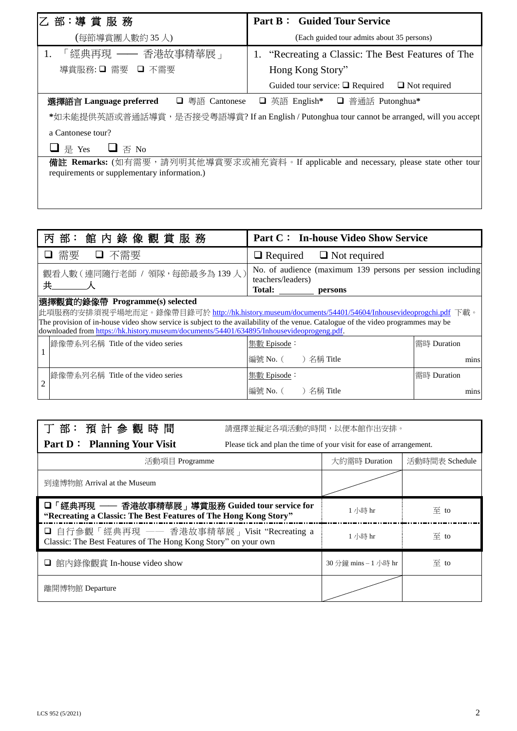| 乙 部：導 賞 服 務 | Part B： Guided Tour Service |
|---|---|
| (每節導賞團人數約 35 人) | (Each guided tour admits about 35 persons) |
| 1. 「經典再現 —— 香港故事精華展」 導賞服務: ❑ 需要 ❑ 不需要 | 1. "Recreating a Classic: The Best Features of The Hong Kong Story" Guided tour service: ❑ Required ❑ Not required |

**選擇語言 Language preferred** ❑ 粵語 Cantonese ❑ 英語 English* ❑ 普通話 Putonghua*

*如未能提供英語或普通話導賞，是否接受粵語導賞? If an English / Putonghua tour cannot be arranged, will you accept a Cantonese tour?

❑ 是 Yes ❑ 否 No

**備註 Remarks:** (如有需要，請列明其他導賞要求或補充資料。If applicable and necessary, please state other tour requirements or supplementary information.)

| 丙 部： 館 內 錄 像 觀 賞 服 務 | Part C： In-house Video Show Service |
|---|---|
| ❑ 需要 ❑ 不需要 | ❑ Required ❑ Not required |
| 觀看人數 (連同隨行老師 / 領隊，每節最多為 139 人) 共\_\_\_\_\_\_人 | No. of audience (maximum 139 persons per session including teachers/leaders) **Total: \_\_\_\_\_\_ persons** |

**選擇觀賞的錄像帶 Programme(s) selected**

此項服務的安排須視乎場地而定。錄像帶目錄可於 http://hk.history.museum/documents/54401/54604/Inhousevideoprogchi.pdf 下載。
The provision of in-house video show service is subject to the availability of the venue. Catalogue of the video programmes may be downloaded from https://hk.history.museum/documents/54401/634895/Inhousevideoprogeng.pdf.

| | 錄像帶系列名稱 Title of the video series | 集數 Episode： | 需時 Duration |
|---|---|---|---|
| 1 | | 編號 No. ( ) 名稱 Title | mins |
| | 錄像帶系列名稱 Title of the video series | 集數 Episode： | 需時 Duration |
| 2 | | 編號 No. ( ) 名稱 Title | mins |

## 丁 部： 預 計 參 觀 時 間 Part D： Planning Your Visit

請選擇並擬定各項活動的時間，以便本館作出安排。
Please tick and plan the time of your visit for ease of arrangement.

| 活動項目 Programme | 大約需時 Duration | 活動時間表 Schedule |
|---|---|---|
| 到達博物館 Arrival at the Museum | | |
| ❑「經典再現 —— 香港故事精華展」導賞服務 Guided tour service for "Recreating a Classic: The Best Features of The Hong Kong Story" | 1 小時 hr | 至 to |
| ❑ 自行參觀「經典再現 —— 香港故事精華展」Visit "Recreating a Classic: The Best Features of The Hong Kong Story" on your own | 1 小時 hr | 至 to |
| ❑ 館內錄像觀賞 In-house video show | 30 分鐘 mins – 1 小時 hr | 至 to |
| 離開博物館 Departure | | |

LCS 952 (5/2021)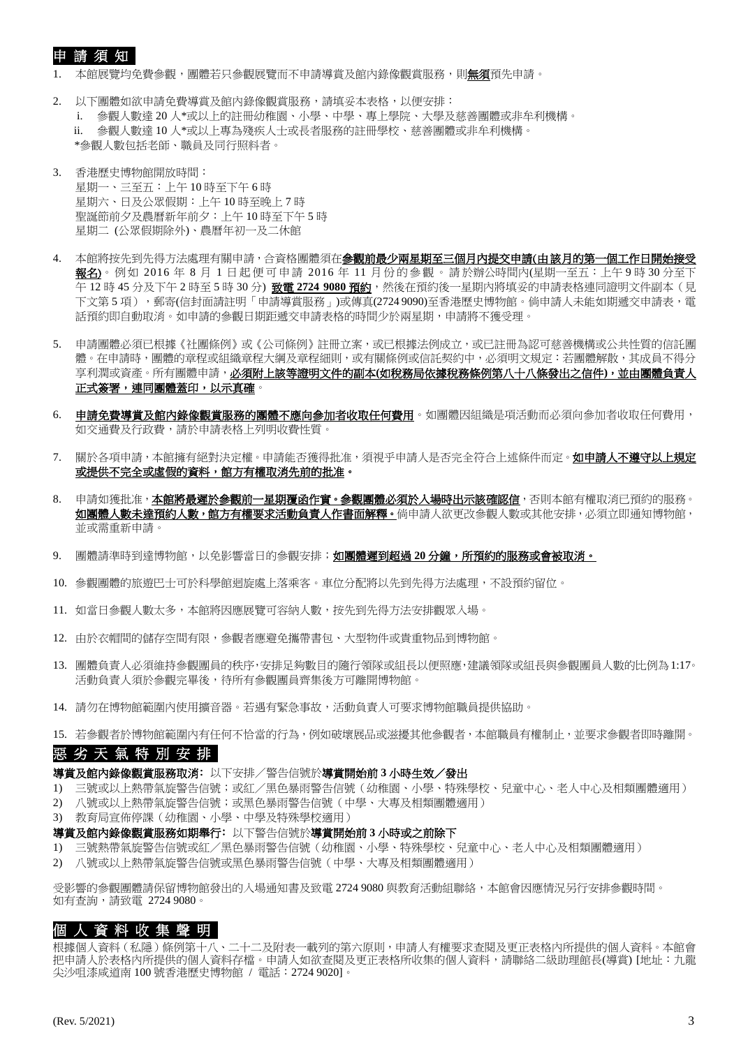## 申 請 須 知

1. 本館展覽均免費參觀，團體若只參觀展覽而不申請導賞及館內錄像觀賞服務，則**無須**預先申請。

2. 以下團體如欲申請免費導賞及館內錄像觀賞服務，請填妥本表格，以便安排：
   i. 參觀人數達 20 人*或以上的註冊幼稚園、小學、中學、專上學院、大學及慈善團體或非牟利機構。
   ii. 參觀人數達 10 人*或以上專為殘疾人士或長者服務的註冊學校、慈善團體或非牟利機構。
   *參觀人數包括老師、職員及同行照料者。

3. 香港歷史博物館開放時間：
   星期一、三至五：上午 10 時至下午 6 時
   星期六、日及公眾假期：上午 10 時至晚上 7 時
   聖誕節前夕及農曆新年前夕：上午 10 時至下午 5 時
   星期二 (公眾假期除外)、農曆年初一及二休館

4. 本館將按先到先得方法處理有關申請，合資格團體須在**參觀前最少兩星期至三個月內提交申請(由該月的第一個工作日開始接受報名)**。例如 2016 年 8 月 1 日起便可申請 2016 年 11 月份的參觀。請於辦公時間內(星期一至五：上午 9 時 30 分至下午 12 時 45 分及下午 2 時至 5 時 30 分) **致電 2724 9080 預約**，然後在預約後一星期內將填妥的申請表格連同證明文件副本（見下文第 5 項），郵寄(信封面請註明「申請導賞服務」)或傳真(2724 9090)至香港歷史博物館。倘申請人未能如期遞交申請表，電話預約即自動取消。如申請的參觀日期距遞交申請表格的時間少於兩星期，申請將不獲受理。

5. 申請團體必須已根據《社團條例》或《公司條例》註冊立案，或已根據法例成立，或已註冊為認可慈善機構或公共性質的信託團體。在申請時，團體的章程或組織章程大綱及章程細則，或有關條例或信託契約中，必須明文規定：若團體解散，其成員不得分享利潤或資產。所有團體申請，**必須附上該等證明文件的副本(如稅務局依據稅務條例第八十八條發出之信件)，並由團體負責人正式簽署，連同團體蓋印，以示真確**。

6. **申請免費導賞及館內錄像觀賞服務的團體不應向參加者收取任何費用**。如團體因組織是項活動而必須向參加者收取任何費用，如交通費及行政費，請於申請表格上列明收費性質。

7. 關於各項申請，本館擁有絕對決定權。申請能否獲得批准，須視乎申請人是否完全符合上述條件而定。**如申請人不遵守以上規定或提供不完全或虛假的資料，館方有權取消先前的批准。**

8. 申請如獲批准，**本館將最遲於參觀前一星期覆函作實。參觀團體必須於入場時出示該確認信**，否則本館有權取消已預約的服務。**如團體人數未達預約人數，館方有權要求活動負責人作書面解釋。**倘申請人欲更改參觀人數或其他安排，必須立即通知博物館，並或需重新申請。

9. 團體請準時到達博物館，以免影響當日的參觀安排；**如團體遲到超過 20 分鐘，所預約的服務或會被取消。**

10. 參觀團體的旅遊巴士可於科學館迴旋處上落乘客。車位分配將以先到先得方法處理，不設預約留位。

11. 如當日參觀人數太多，本館將因應展覽可容納人數，按先到先得方法安排觀眾入場。

12. 由於衣帽間的儲存空間有限，參觀者應避免攜帶書包、大型物件或貴重物品到博物館。

13. 團體負責人必須維持參觀團員的秩序，安排足夠數目的隨行領隊或組長以便照應，建議領隊或組長與參觀團員人數的比例為 1:17。活動負責人須於參觀完畢後，待所有參觀團員齊集後方可離開博物館。

14. 請勿在博物館範圍內使用擴音器。若遇有緊急事故，活動負責人可要求博物館職員提供協助。

15. 若參觀者於博物館範圍內有任何不恰當的行為，例如破壞展品或滋擾其他參觀者，本館職員有權制止，並要求參觀者即時離開。

## 惡 劣 天 氣 特 別 安 排

**導賞及館內錄像觀賞服務取消:** 以下安排／警告信號於**導賞開始前 3 小時生效／發出**

1) 三號或以上熱帶氣旋警告信號；或紅／黑色暴雨警告信號（幼稚園、小學、特殊學校、兒童中心、老人中心及相類團體適用）
2) 八號或以上熱帶氣旋警告信號；或黑色暴雨警告信號（中學、大專及相類團體適用）
3) 教育局宣佈停課（幼稚園、小學、中學及特殊學校適用）

**導賞及館內錄像觀賞服務如期舉行:** 以下警告信號於**導賞開始前 3 小時或之前除下**

1) 三號熱帶氣旋警告信號或紅／黑色暴雨警告信號（幼稚園、小學、特殊學校、兒童中心、老人中心及相類團體適用）
2) 八號或以上熱帶氣旋警告信號或黑色暴雨警告信號（中學、大專及相類團體適用）

受影響的參觀團體請保留博物館發出的入場通知書及致電 2724 9080 與教育活動組聯絡，本館會因應情況另行安排參觀時間。
如有查詢，請致電 2724 9080。

## 個 人 資 料 收 集 聲 明

根據個人資料（私隱）條例第十八、二十二及附表一載列的第六原則，申請人有權要求查閱及更正表格內所提供的個人資料。本館會把申請人於表格內所提供的個人資料存檔。申請人如欲查閱及更正表格所收集的個人資料，請聯絡二級助理館長(導賞) [地址：九龍尖沙咀漆咸道南 100 號香港歷史博物館 / 電話：2724 9020]。

(Rev. 5/2021)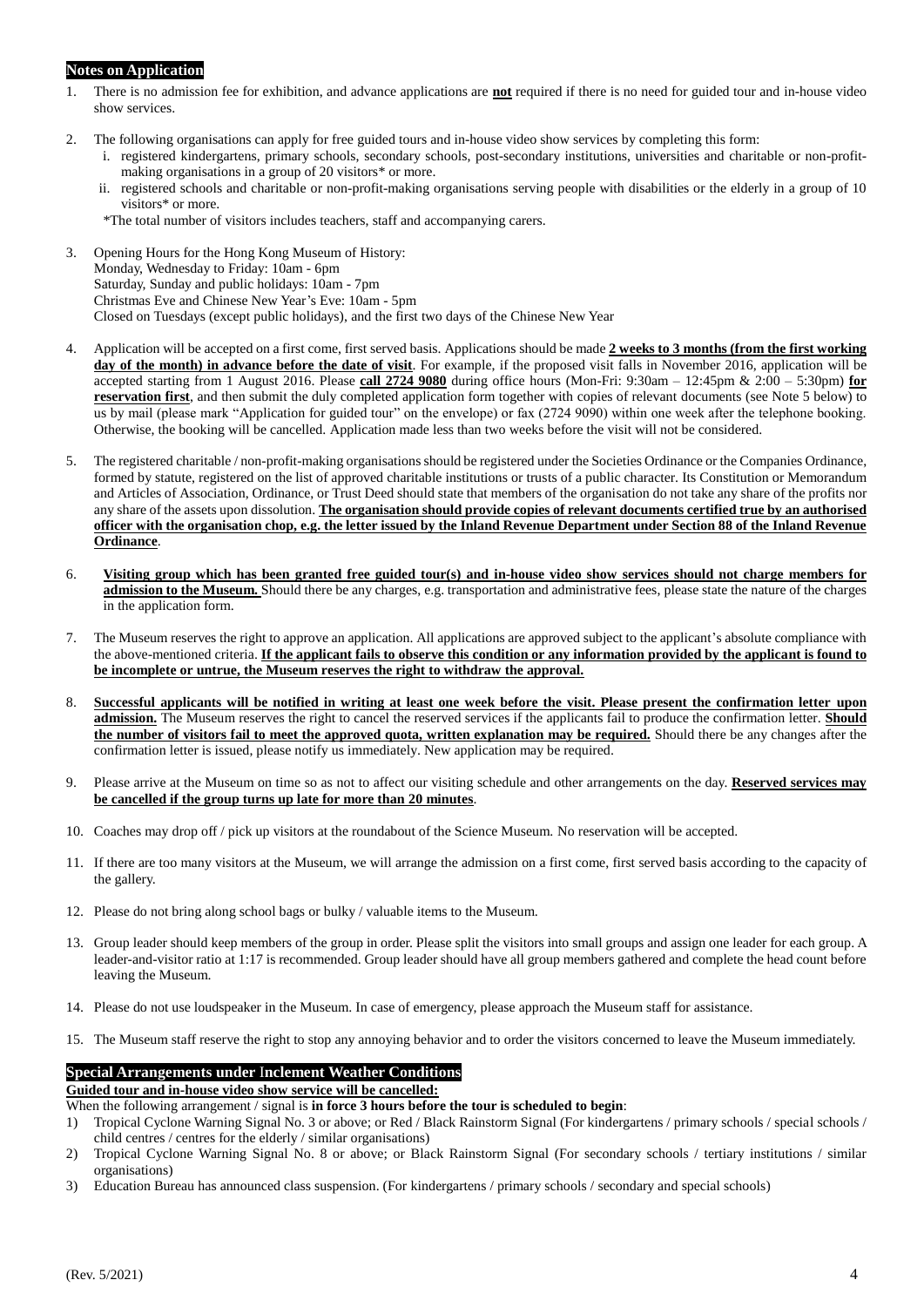## Notes on Application

1. There is no admission fee for exhibition, and advance applications are **not** required if there is no need for guided tour and in-house video show services.

2. The following organisations can apply for free guided tours and in-house video show services by completing this form:
   i. registered kindergartens, primary schools, secondary schools, post-secondary institutions, universities and charitable or non-profit-making organisations in a group of 20 visitors* or more.
   ii. registered schools and charitable or non-profit-making organisations serving people with disabilities or the elderly in a group of 10 visitors* or more.

   *The total number of visitors includes teachers, staff and accompanying carers.

3. Opening Hours for the Hong Kong Museum of History:
   Monday, Wednesday to Friday: 10am - 6pm
   Saturday, Sunday and public holidays: 10am - 7pm
   Christmas Eve and Chinese New Year's Eve: 10am - 5pm
   Closed on Tuesdays (except public holidays), and the first two days of the Chinese New Year

4. Application will be accepted on a first come, first served basis. Applications should be made **2 weeks to 3 months (from the first working day of the month) in advance before the date of visit**. For example, if the proposed visit falls in November 2016, application will be accepted starting from 1 August 2016. Please **call 2724 9080** during office hours (Mon-Fri: 9:30am – 12:45pm & 2:00 – 5:30pm) **for reservation first**, and then submit the duly completed application form together with copies of relevant documents (see Note 5 below) to us by mail (please mark "Application for guided tour" on the envelope) or fax (2724 9090) within one week after the telephone booking. Otherwise, the booking will be cancelled. Application made less than two weeks before the visit will not be considered.

5. The registered charitable / non-profit-making organisations should be registered under the Societies Ordinance or the Companies Ordinance, formed by statute, registered on the list of approved charitable institutions or trusts of a public character. Its Constitution or Memorandum and Articles of Association, Ordinance, or Trust Deed should state that members of the organisation do not take any share of the profits nor any share of the assets upon dissolution. **The organisation should provide copies of relevant documents certified true by an authorised officer with the organisation chop, e.g. the letter issued by the Inland Revenue Department under Section 88 of the Inland Revenue Ordinance**.

6. **Visiting group which has been granted free guided tour(s) and in-house video show services should not charge members for admission to the Museum.** Should there be any charges, e.g. transportation and administrative fees, please state the nature of the charges in the application form.

7. The Museum reserves the right to approve an application. All applications are approved subject to the applicant's absolute compliance with the above-mentioned criteria. **If the applicant fails to observe this condition or any information provided by the applicant is found to be incomplete or untrue, the Museum reserves the right to withdraw the approval.**

8. **Successful applicants will be notified in writing at least one week before the visit. Please present the confirmation letter upon admission.** The Museum reserves the right to cancel the reserved services if the applicants fail to produce the confirmation letter. **Should the number of visitors fail to meet the approved quota, written explanation may be required.** Should there be any changes after the confirmation letter is issued, please notify us immediately. New application may be required.

9. Please arrive at the Museum on time so as not to affect our visiting schedule and other arrangements on the day. **Reserved services may be cancelled if the group turns up late for more than 20 minutes**.

10. Coaches may drop off / pick up visitors at the roundabout of the Science Museum. No reservation will be accepted.

11. If there are too many visitors at the Museum, we will arrange the admission on a first come, first served basis according to the capacity of the gallery.

12. Please do not bring along school bags or bulky / valuable items to the Museum.

13. Group leader should keep members of the group in order. Please split the visitors into small groups and assign one leader for each group. A leader-and-visitor ratio at 1:17 is recommended. Group leader should have all group members gathered and complete the head count before leaving the Museum.

14. Please do not use loudspeaker in the Museum. In case of emergency, please approach the Museum staff for assistance.

15. The Museum staff reserve the right to stop any annoying behavior and to order the visitors concerned to leave the Museum immediately.

## Special Arrangements under Inclement Weather Conditions

**Guided tour and in-house video show service will be cancelled:**

When the following arrangement / signal is **in force 3 hours before the tour is scheduled to begin**:

1) Tropical Cyclone Warning Signal No. 3 or above; or Red / Black Rainstorm Signal (For kindergartens / primary schools / special schools / child centres / centres for the elderly / similar organisations)
2) Tropical Cyclone Warning Signal No. 8 or above; or Black Rainstorm Signal (For secondary schools / tertiary institutions / similar organisations)
3) Education Bureau has announced class suspension. (For kindergartens / primary schools / secondary and special schools)

(Rev. 5/2021)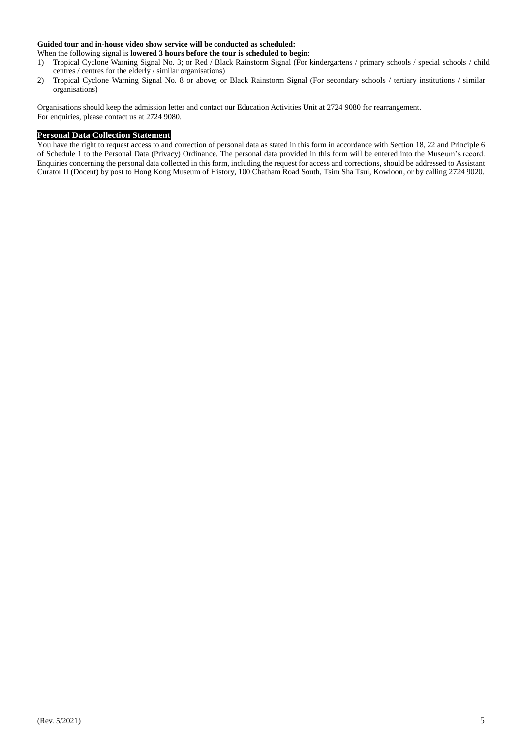**<u>Guided tour and in-house video show service will be conducted as scheduled:</u>**

When the following signal is **lowered 3 hours before the tour is scheduled to begin**:

1) Tropical Cyclone Warning Signal No. 3; or Red / Black Rainstorm Signal (For kindergartens / primary schools / special schools / child centres / centres for the elderly / similar organisations)
2) Tropical Cyclone Warning Signal No. 8 or above; or Black Rainstorm Signal (For secondary schools / tertiary institutions / similar organisations)

Organisations should keep the admission letter and contact our Education Activities Unit at 2724 9080 for rearrangement.
For enquiries, please contact us at 2724 9080.

**Personal Data Collection Statement**

You have the right to request access to and correction of personal data as stated in this form in accordance with Section 18, 22 and Principle 6 of Schedule 1 to the Personal Data (Privacy) Ordinance. The personal data provided in this form will be entered into the Museum's record. Enquiries concerning the personal data collected in this form, including the request for access and corrections, should be addressed to Assistant Curator II (Docent) by post to Hong Kong Museum of History, 100 Chatham Road South, Tsim Sha Tsui, Kowloon, or by calling 2724 9020.

(Rev. 5/2021)